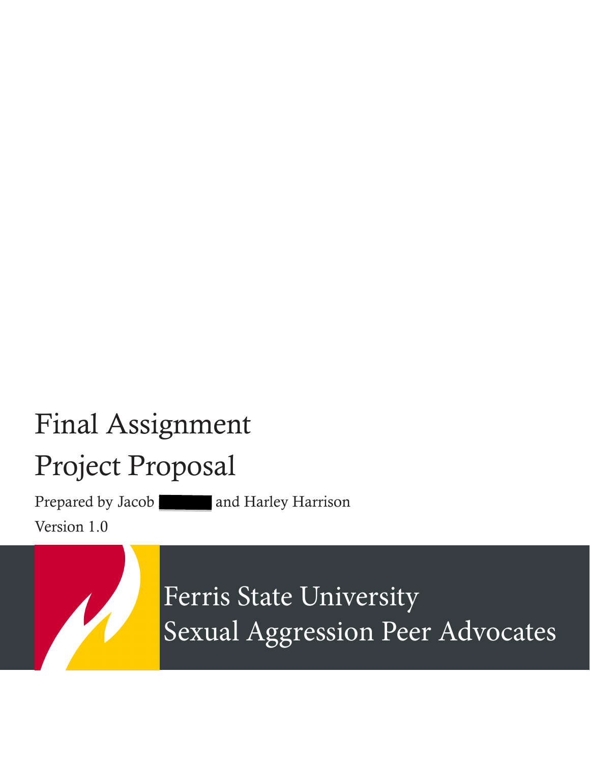# Final Assignment

# Project Proposal

Prepared by Jacob ██████ and Harley Harrison

Version 1.0

Ferris State University

Sexual Aggression Peer Advocates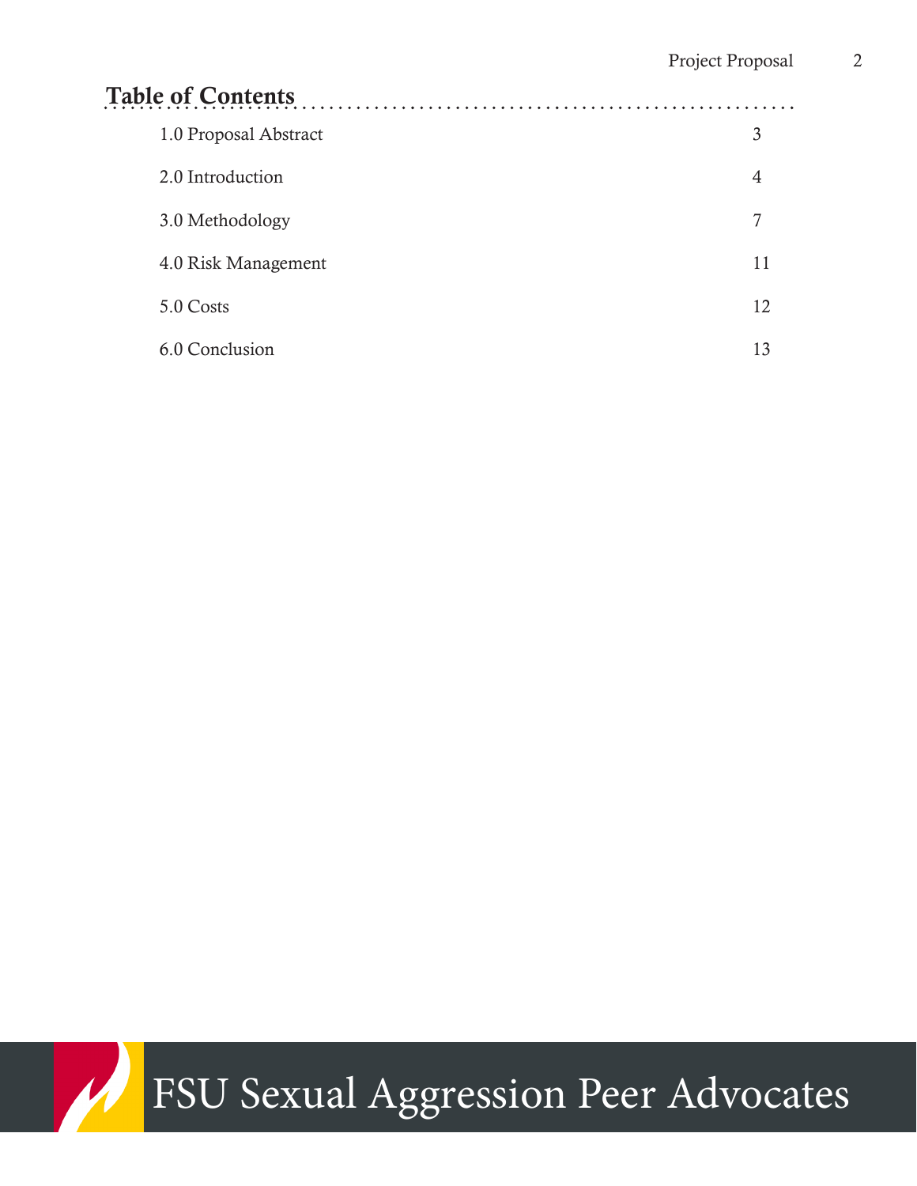# Table of Contents

| Section | Page |
|---|---|
| 1.0 Proposal Abstract | 3 |
| 2.0 Introduction | 4 |
| 3.0 Methodology | 7 |
| 4.0 Risk Management | 11 |
| 5.0 Costs | 12 |
| 6.0 Conclusion | 13 |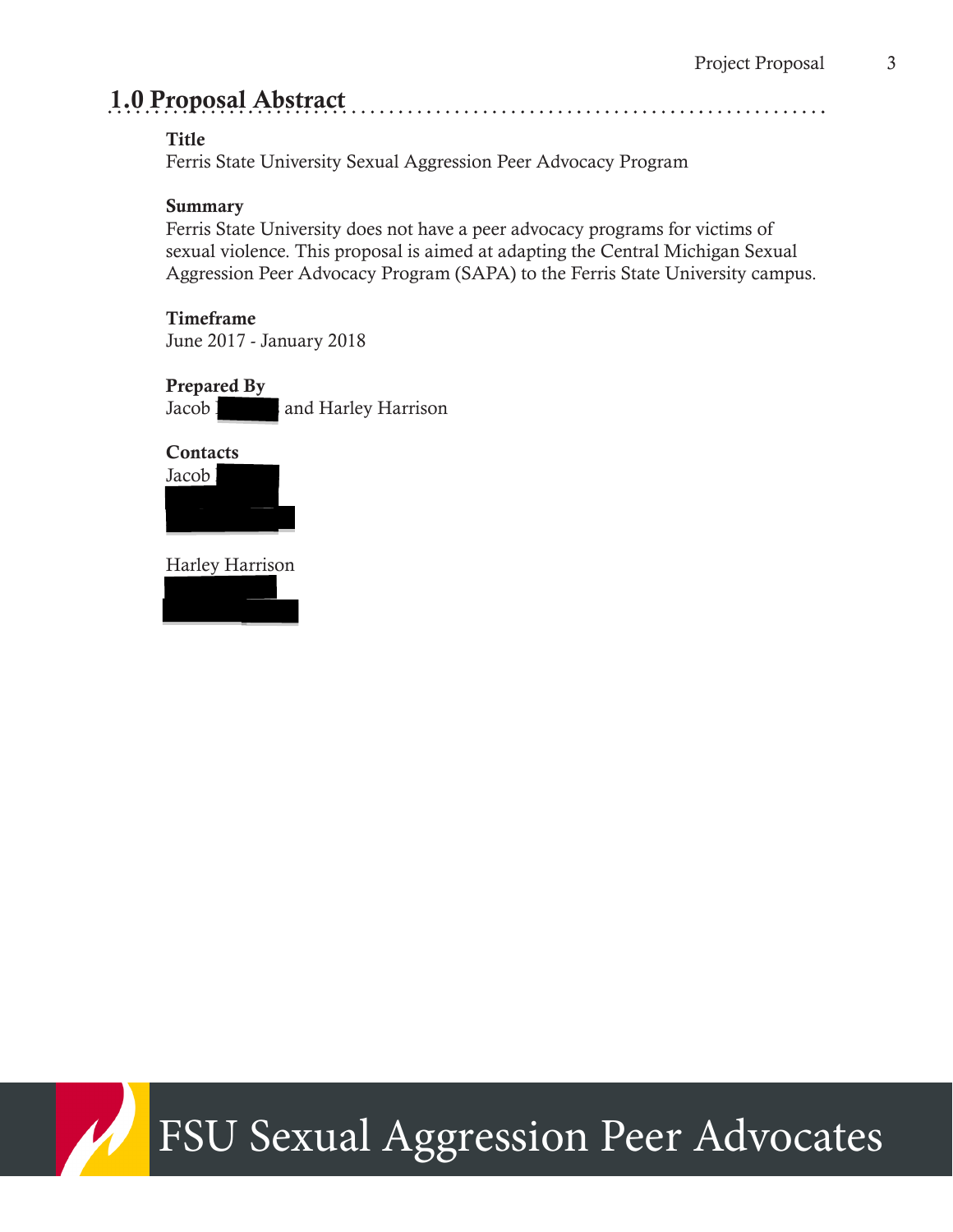## 1.0 Proposal Abstract

**Title**
Ferris State University Sexual Aggression Peer Advocacy Program

**Summary**
Ferris State University does not have a peer advocacy programs for victims of sexual violence. This proposal is aimed at adapting the Central Michigan Sexual Aggression Peer Advocacy Program (SAPA) to the Ferris State University campus.

**Timeframe**
June 2017 - January 2018

**Prepared By**
Jacob and Harley Harrison

**Contacts**
Jacob

Harley Harrison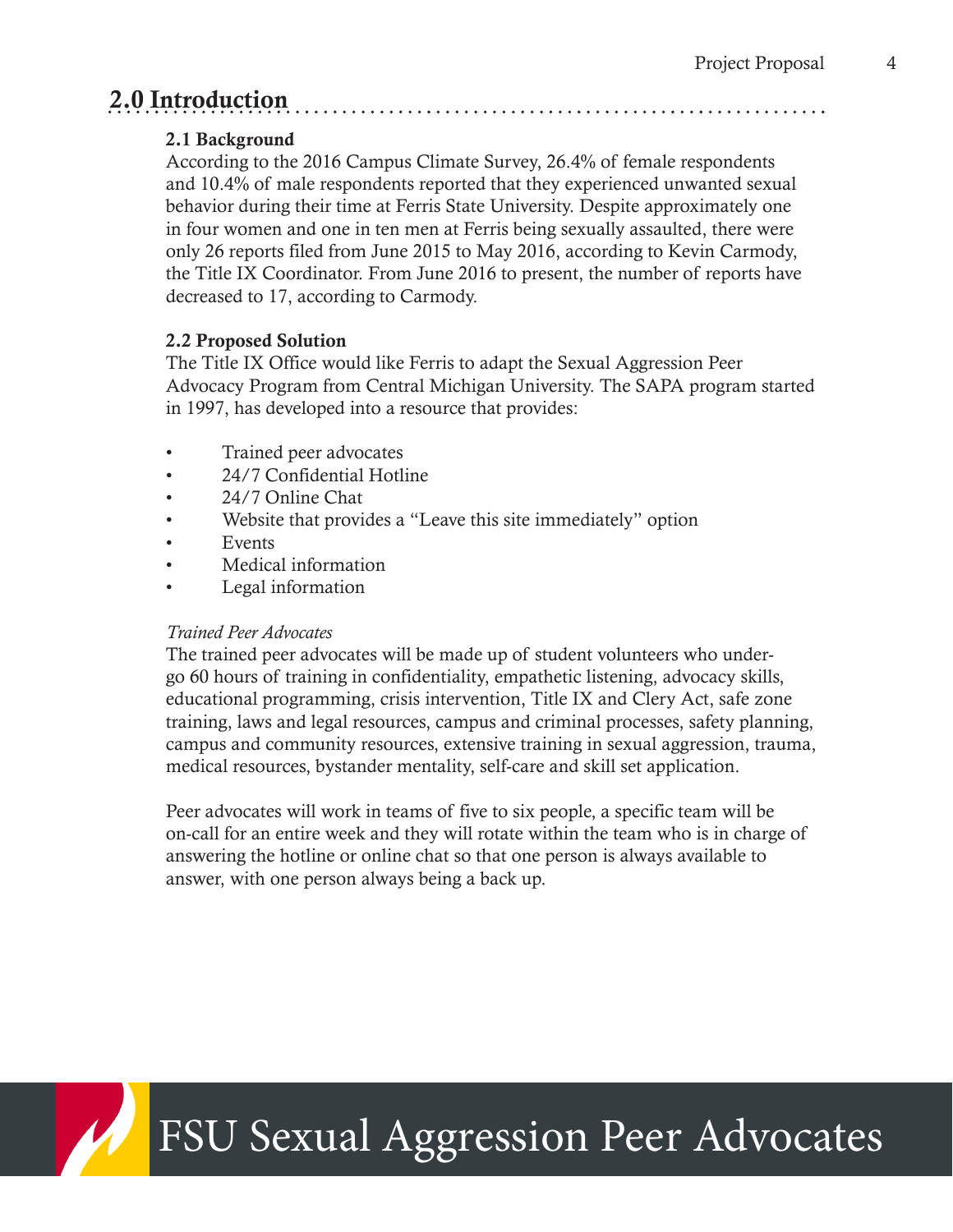## 2.0 Introduction

### 2.1 Background

According to the 2016 Campus Climate Survey, 26.4% of female respondents and 10.4% of male respondents reported that they experienced unwanted sexual behavior during their time at Ferris State University. Despite approximately one in four women and one in ten men at Ferris being sexually assaulted, there were only 26 reports filed from June 2015 to May 2016, according to Kevin Carmody, the Title IX Coordinator. From June 2016 to present, the number of reports have decreased to 17, according to Carmody.

### 2.2 Proposed Solution

The Title IX Office would like Ferris to adapt the Sexual Aggression Peer Advocacy Program from Central Michigan University. The SAPA program started in 1997, has developed into a resource that provides:

- Trained peer advocates
- 24/7 Confidential Hotline
- 24/7 Online Chat
- Website that provides a "Leave this site immediately" option
- Events
- Medical information
- Legal information

*Trained Peer Advocates*

The trained peer advocates will be made up of student volunteers who undergo 60 hours of training in confidentiality, empathetic listening, advocacy skills, educational programming, crisis intervention, Title IX and Clery Act, safe zone training, laws and legal resources, campus and criminal processes, safety planning, campus and community resources, extensive training in sexual aggression, trauma, medical resources, bystander mentality, self-care and skill set application.

Peer advocates will work in teams of five to six people, a specific team will be on-call for an entire week and they will rotate within the team who is in charge of answering the hotline or online chat so that one person is always available to answer, with one person always being a back up.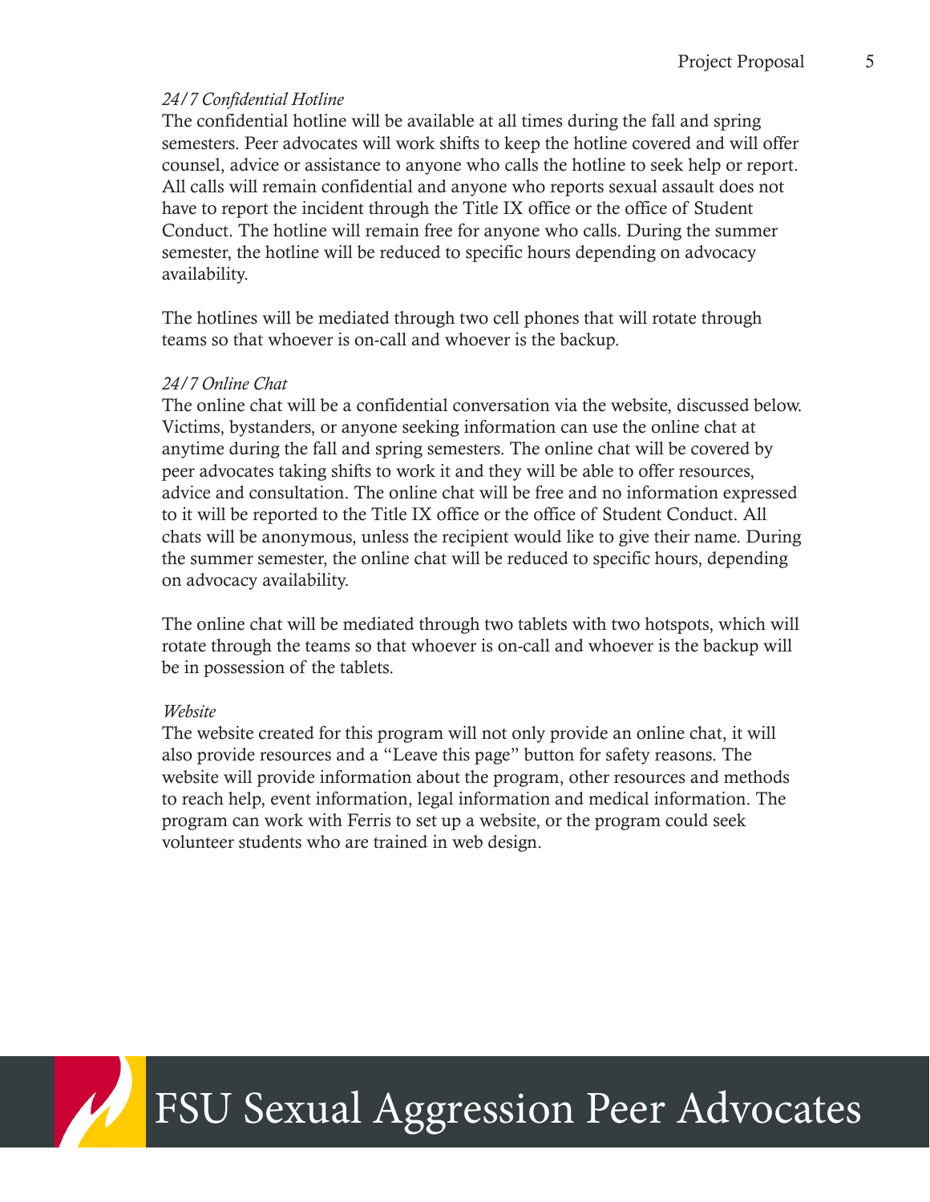*24/7 Confidential Hotline*

The confidential hotline will be available at all times during the fall and spring semesters. Peer advocates will work shifts to keep the hotline covered and will offer counsel, advice or assistance to anyone who calls the hotline to seek help or report. All calls will remain confidential and anyone who reports sexual assault does not have to report the incident through the Title IX office or the office of Student Conduct. The hotline will remain free for anyone who calls. During the summer semester, the hotline will be reduced to specific hours depending on advocacy availability.

The hotlines will be mediated through two cell phones that will rotate through teams so that whoever is on-call and whoever is the backup.

*24/7 Online Chat*

The online chat will be a confidential conversation via the website, discussed below. Victims, bystanders, or anyone seeking information can use the online chat at anytime during the fall and spring semesters. The online chat will be covered by peer advocates taking shifts to work it and they will be able to offer resources, advice and consultation. The online chat will be free and no information expressed to it will be reported to the Title IX office or the office of Student Conduct. All chats will be anonymous, unless the recipient would like to give their name. During the summer semester, the online chat will be reduced to specific hours, depending on advocacy availability.

The online chat will be mediated through two tablets with two hotspots, which will rotate through the teams so that whoever is on-call and whoever is the backup will be in possession of the tablets.

*Website*

The website created for this program will not only provide an online chat, it will also provide resources and a "Leave this page" button for safety reasons. The website will provide information about the program, other resources and methods to reach help, event information, legal information and medical information. The program can work with Ferris to set up a website, or the program could seek volunteer students who are trained in web design.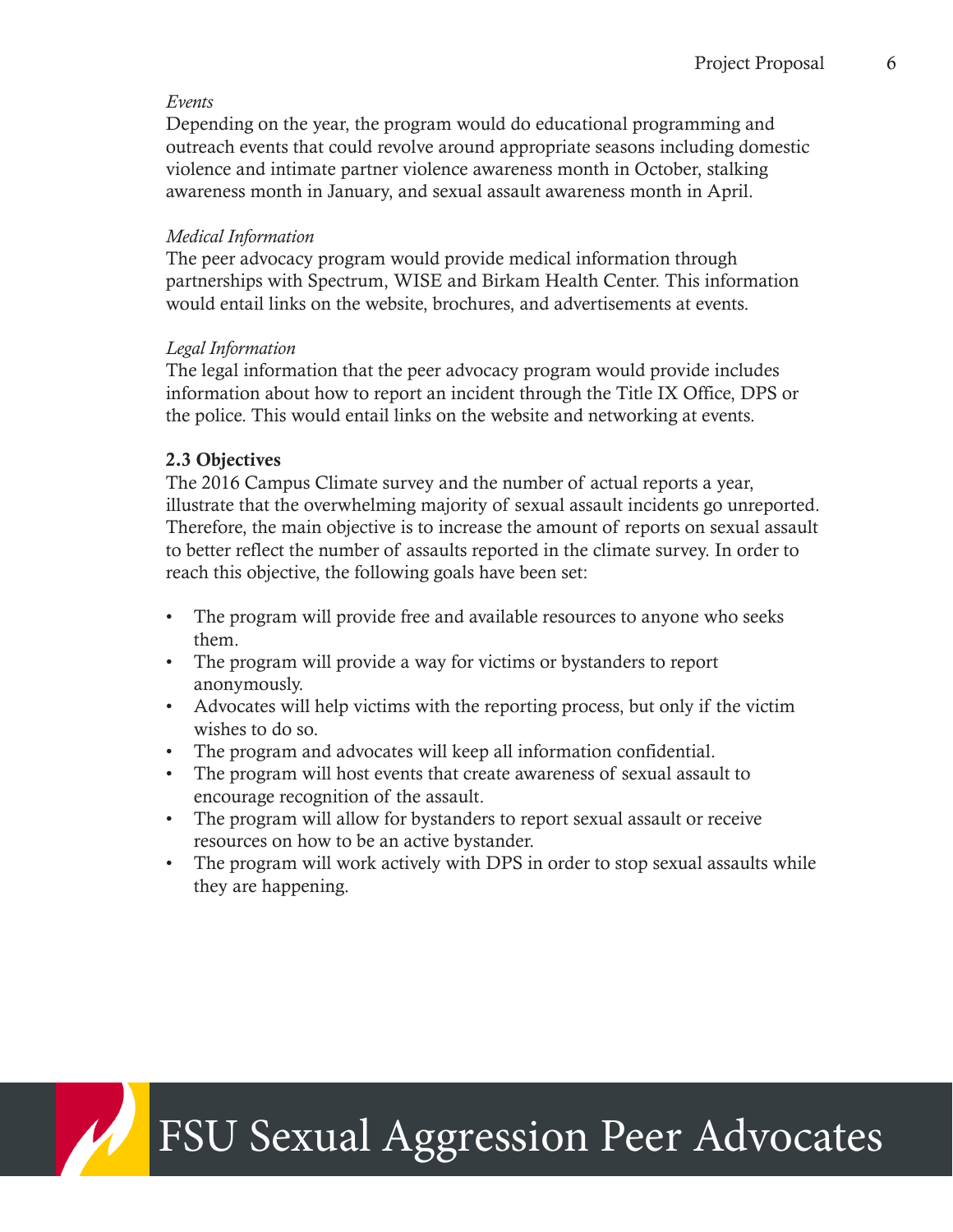*Events*

Depending on the year, the program would do educational programming and outreach events that could revolve around appropriate seasons including domestic violence and intimate partner violence awareness month in October, stalking awareness month in January, and sexual assault awareness month in April.

*Medical Information*

The peer advocacy program would provide medical information through partnerships with Spectrum, WISE and Birkam Health Center. This information would entail links on the website, brochures, and advertisements at events.

*Legal Information*

The legal information that the peer advocacy program would provide includes information about how to report an incident through the Title IX Office, DPS or the police. This would entail links on the website and networking at events.

**2.3 Objectives**

The 2016 Campus Climate survey and the number of actual reports a year, illustrate that the overwhelming majority of sexual assault incidents go unreported. Therefore, the main objective is to increase the amount of reports on sexual assault to better reflect the number of assaults reported in the climate survey. In order to reach this objective, the following goals have been set:

- The program will provide free and available resources to anyone who seeks them.
- The program will provide a way for victims or bystanders to report anonymously.
- Advocates will help victims with the reporting process, but only if the victim wishes to do so.
- The program and advocates will keep all information confidential.
- The program will host events that create awareness of sexual assault to encourage recognition of the assault.
- The program will allow for bystanders to report sexual assault or receive resources on how to be an active bystander.
- The program will work actively with DPS in order to stop sexual assaults while they are happening.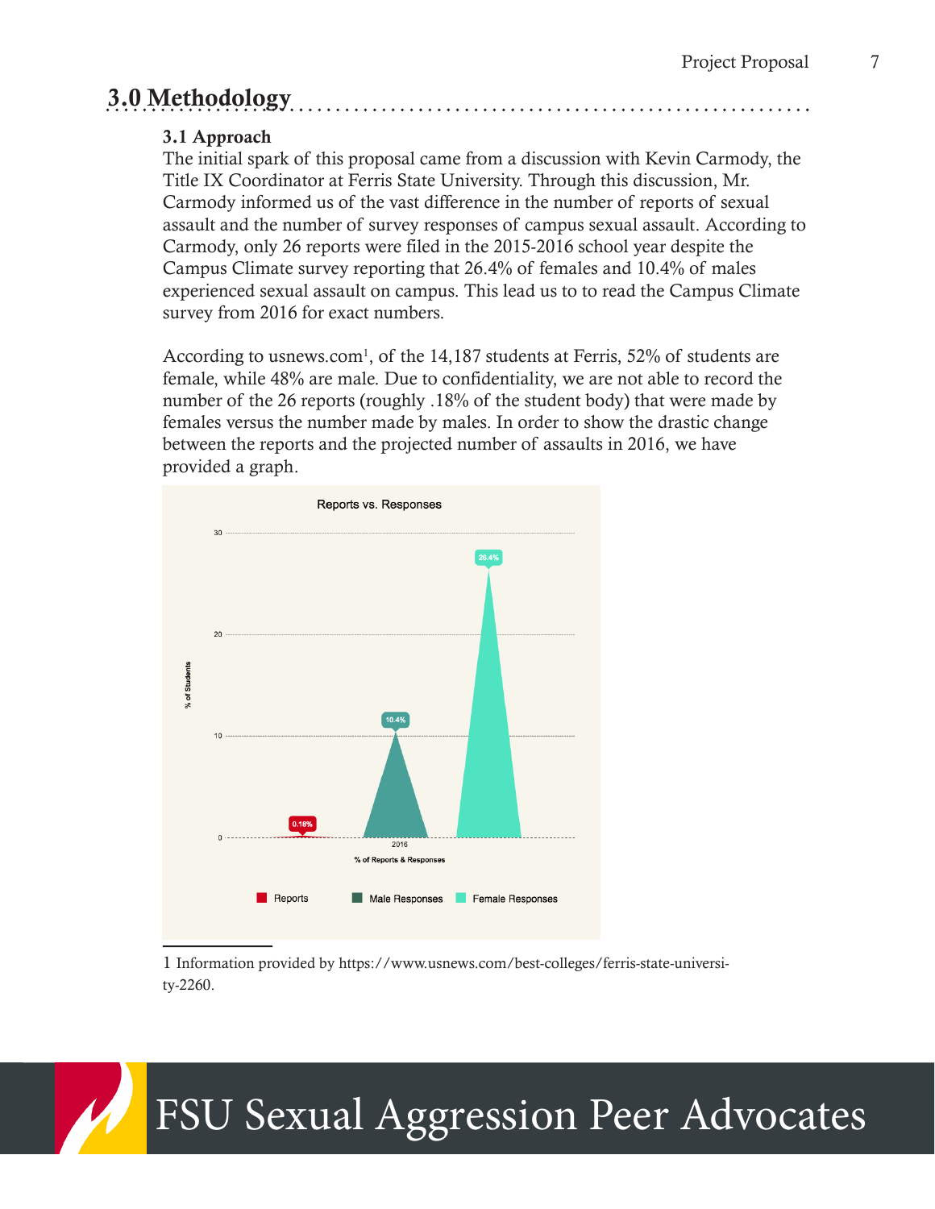# 3.0 Methodology

### 3.1 Approach

The initial spark of this proposal came from a discussion with Kevin Carmody, the Title IX Coordinator at Ferris State University. Through this discussion, Mr. Carmody informed us of the vast difference in the number of reports of sexual assault and the number of survey responses of campus sexual assault. According to Carmody, only 26 reports were filed in the 2015-2016 school year despite the Campus Climate survey reporting that 26.4% of females and 10.4% of males experienced sexual assault on campus. This lead us to to read the Campus Climate survey from 2016 for exact numbers.

According to usnews.com[1], of the 14,187 students at Ferris, 52% of students are female, while 48% are male. Due to confidentiality, we are not able to record the number of the 26 reports (roughly .18% of the student body) that were made by females versus the number made by males. In order to show the drastic change between the reports and the projected number of assaults in 2016, we have provided a graph.

Reports vs. Responses

% of Students

0.18% | 10.4% | 26.4%

2016

% of Reports & Responses

Reports | Male Responses | Female Responses

1 Information provided by https://www.usnews.com/best-colleges/ferris-state-university-2260.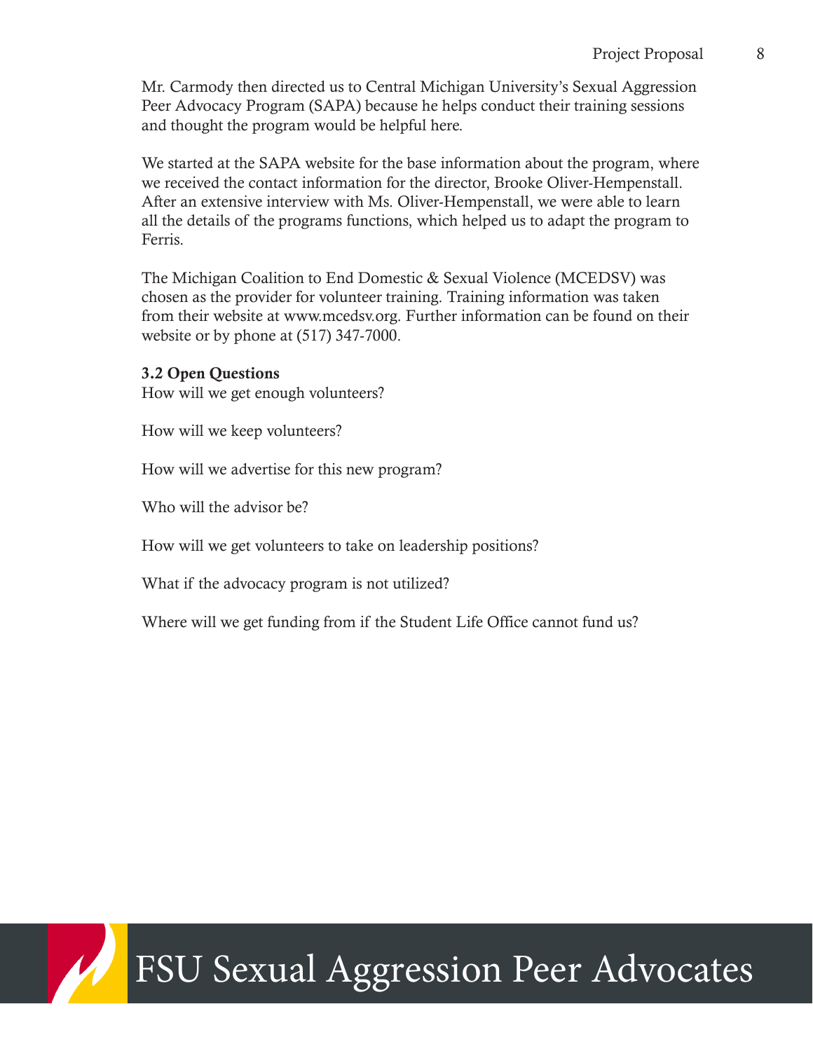Mr. Carmody then directed us to Central Michigan University's Sexual Aggression Peer Advocacy Program (SAPA) because he helps conduct their training sessions and thought the program would be helpful here.

We started at the SAPA website for the base information about the program, where we received the contact information for the director, Brooke Oliver-Hempenstall. After an extensive interview with Ms. Oliver-Hempenstall, we were able to learn all the details of the programs functions, which helped us to adapt the program to Ferris.

The Michigan Coalition to End Domestic & Sexual Violence (MCEDSV) was chosen as the provider for volunteer training. Training information was taken from their website at www.mcedsv.org. Further information can be found on their website or by phone at (517) 347-7000.

### 3.2 Open Questions

How will we get enough volunteers?

How will we keep volunteers?

How will we advertise for this new program?

Who will the advisor be?

How will we get volunteers to take on leadership positions?

What if the advocacy program is not utilized?

Where will we get funding from if the Student Life Office cannot fund us?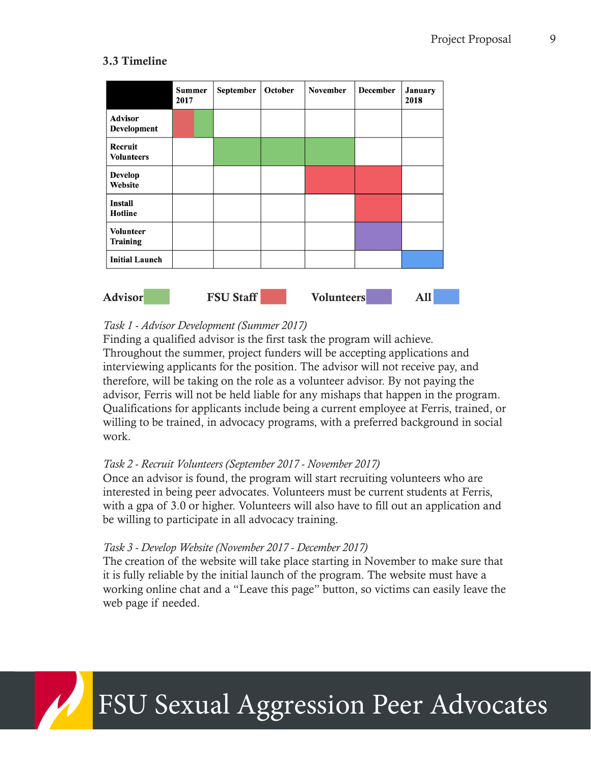### 3.3 Timeline

| | Summer 2017 | September | October | November | December | January 2018 |
|---|---|---|---|---|---|---|
| **Advisor Development** | FSU Staff / Advisor | | | | | |
| **Recruit Volunteers** | | Advisor | Advisor | Advisor | | |
| **Develop Website** | | | | FSU Staff | FSU Staff | |
| **Install Hotline** | | | | | FSU Staff | |
| **Volunteer Training** | | | | | Volunteers | |
| **Initial Launch** | | | | | | All |

**Advisor** | **FSU Staff** | **Volunteers** | **All**

*Task 1 - Advisor Development (Summer 2017)*
Finding a qualified advisor is the first task the program will achieve. Throughout the summer, project funders will be accepting applications and interviewing applicants for the position. The advisor will not receive pay, and therefore, will be taking on the role as a volunteer advisor. By not paying the advisor, Ferris will not be held liable for any mishaps that happen in the program. Qualifications for applicants include being a current employee at Ferris, trained, or willing to be trained, in advocacy programs, with a preferred background in social work.

*Task 2 - Recruit Volunteers (September 2017 - November 2017)*
Once an advisor is found, the program will start recruiting volunteers who are interested in being peer advocates. Volunteers must be current students at Ferris, with a gpa of 3.0 or higher. Volunteers will also have to fill out an application and be willing to participate in all advocacy training.

*Task 3 - Develop Website (November 2017 - December 2017)*
The creation of the website will take place starting in November to make sure that it is fully reliable by the initial launch of the program. The website must have a working online chat and a "Leave this page" button, so victims can easily leave the web page if needed.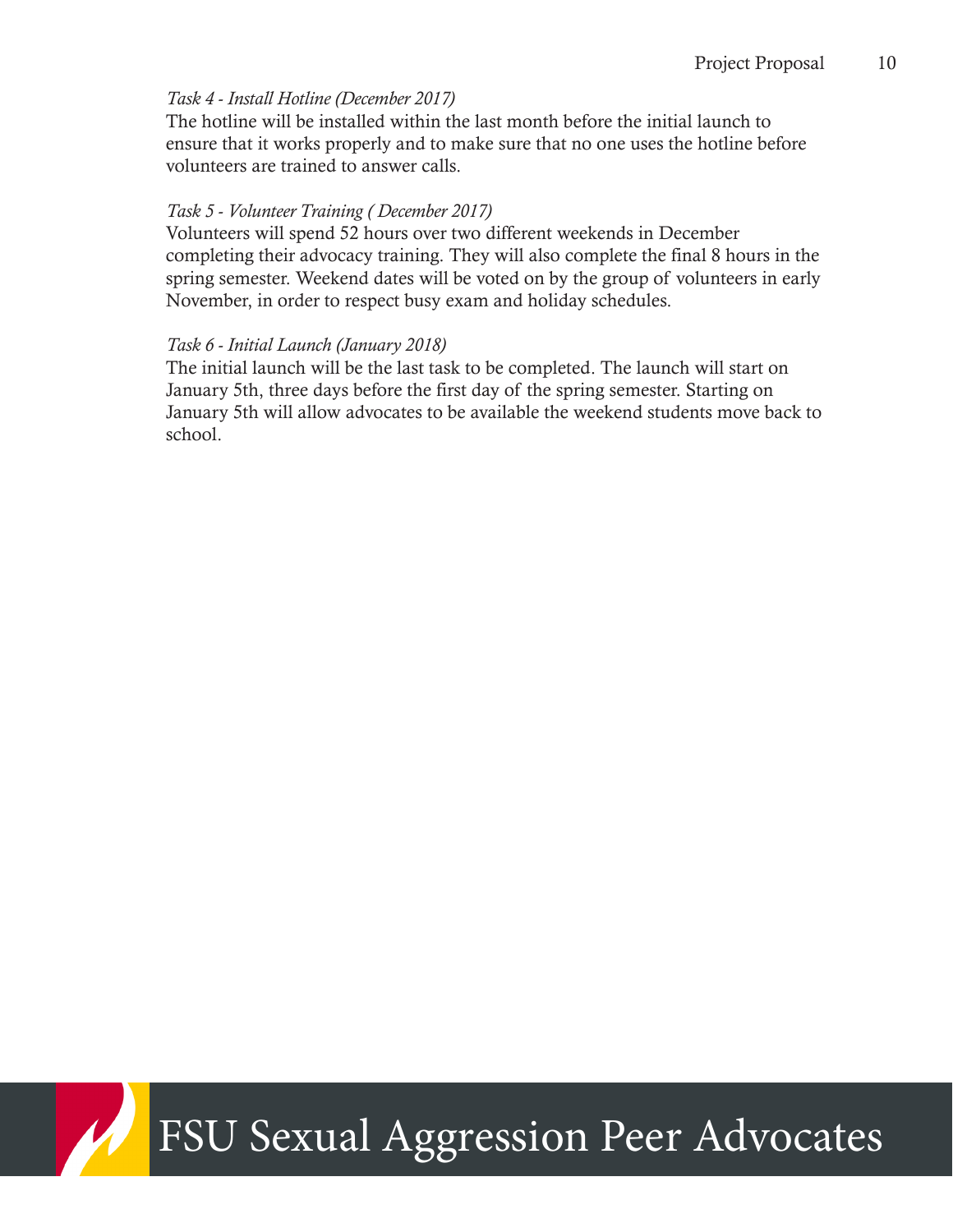*Task 4 - Install Hotline (December 2017)*

The hotline will be installed within the last month before the initial launch to ensure that it works properly and to make sure that no one uses the hotline before volunteers are trained to answer calls.

*Task 5 - Volunteer Training ( December 2017)*

Volunteers will spend 52 hours over two different weekends in December completing their advocacy training. They will also complete the final 8 hours in the spring semester. Weekend dates will be voted on by the group of volunteers in early November, in order to respect busy exam and holiday schedules.

*Task 6 - Initial Launch (January 2018)*

The initial launch will be the last task to be completed. The launch will start on January 5th, three days before the first day of the spring semester. Starting on January 5th will allow advocates to be available the weekend students move back to school.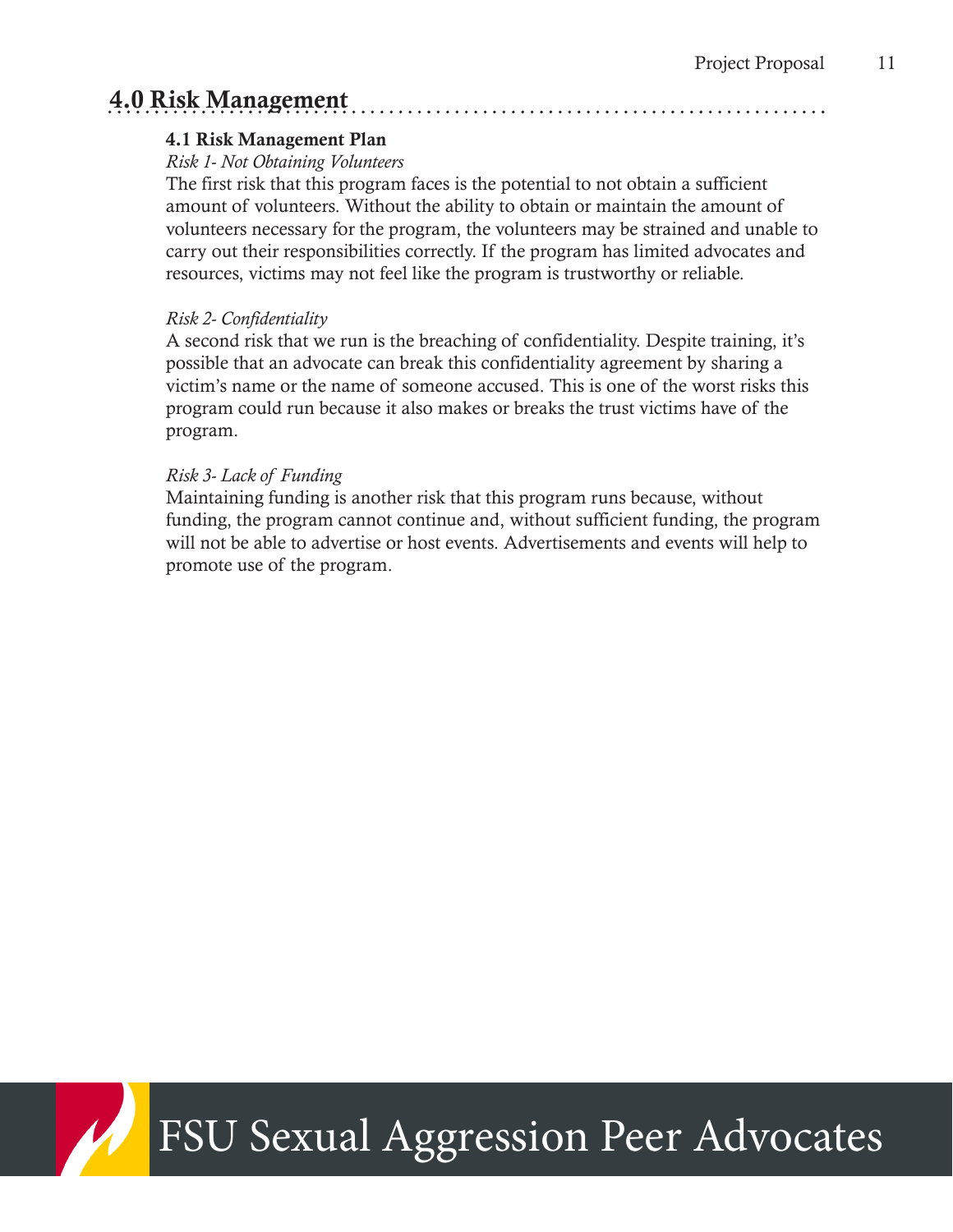# 4.0 Risk Management

## 4.1 Risk Management Plan

*Risk 1- Not Obtaining Volunteers*

The first risk that this program faces is the potential to not obtain a sufficient amount of volunteers. Without the ability to obtain or maintain the amount of volunteers necessary for the program, the volunteers may be strained and unable to carry out their responsibilities correctly. If the program has limited advocates and resources, victims may not feel like the program is trustworthy or reliable.

*Risk 2- Confidentiality*

A second risk that we run is the breaching of confidentiality. Despite training, it's possible that an advocate can break this confidentiality agreement by sharing a victim's name or the name of someone accused. This is one of the worst risks this program could run because it also makes or breaks the trust victims have of the program.

*Risk 3- Lack of Funding*

Maintaining funding is another risk that this program runs because, without funding, the program cannot continue and, without sufficient funding, the program will not be able to advertise or host events. Advertisements and events will help to promote use of the program.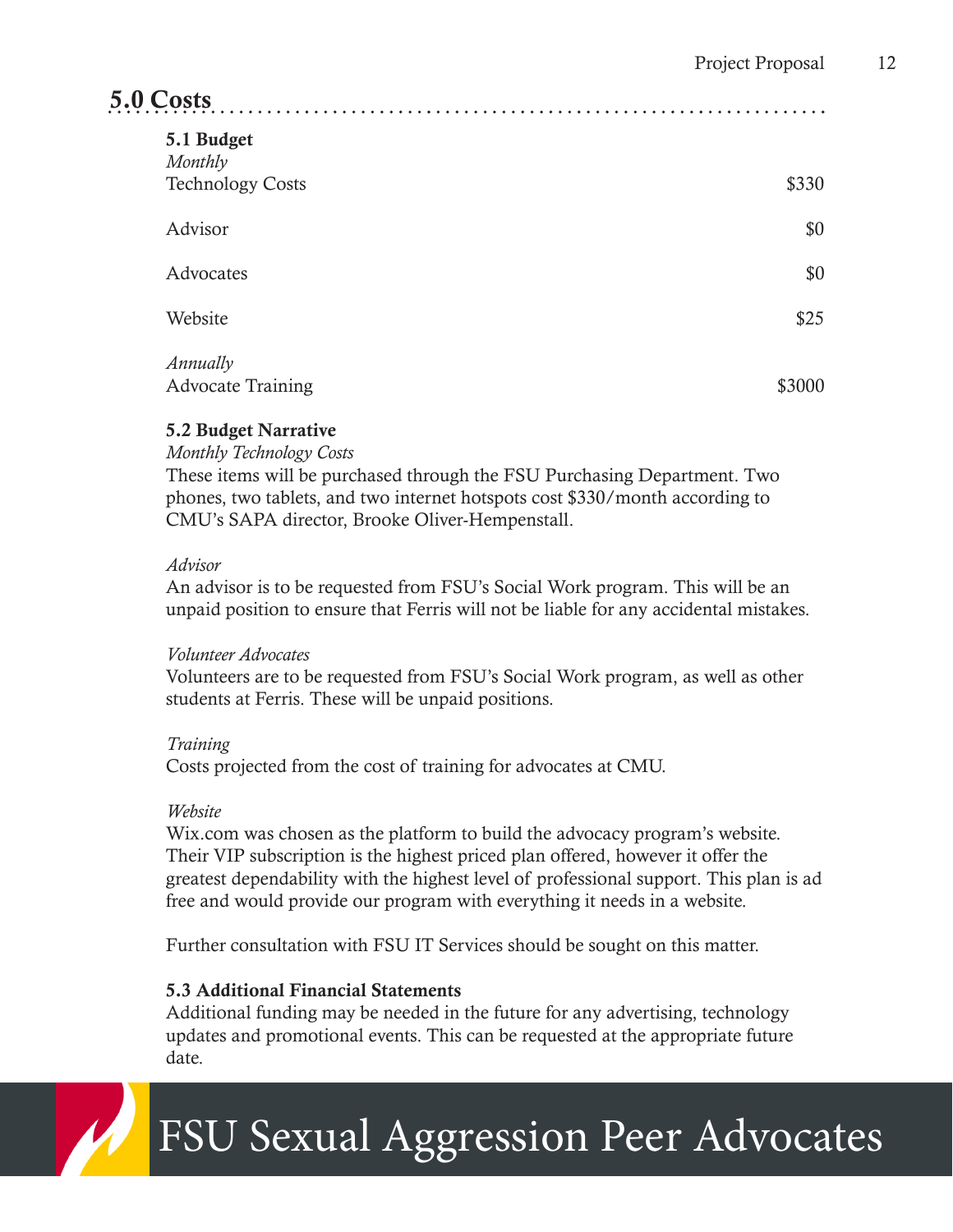## 5.0 Costs

### 5.1 Budget

*Monthly*

| Item | Cost |
|---|---|
| Technology Costs | $330 |
| Advisor | $0 |
| Advocates | $0 |
| Website | $25 |

*Annually*

| Item | Cost |
|---|---|
| Advocate Training | $3000 |

### 5.2 Budget Narrative

*Monthly Technology Costs*

These items will be purchased through the FSU Purchasing Department. Two phones, two tablets, and two internet hotspots cost $330/month according to CMU's SAPA director, Brooke Oliver-Hempenstall.

*Advisor*

An advisor is to be requested from FSU's Social Work program. This will be an unpaid position to ensure that Ferris will not be liable for any accidental mistakes.

*Volunteer Advocates*

Volunteers are to be requested from FSU's Social Work program, as well as other students at Ferris. These will be unpaid positions.

*Training*

Costs projected from the cost of training for advocates at CMU.

*Website*

Wix.com was chosen as the platform to build the advocacy program's website. Their VIP subscription is the highest priced plan offered, however it offer the greatest dependability with the highest level of professional support. This plan is ad free and would provide our program with everything it needs in a website.

Further consultation with FSU IT Services should be sought on this matter.

### 5.3 Additional Financial Statements

Additional funding may be needed in the future for any advertising, technology updates and promotional events. This can be requested at the appropriate future date.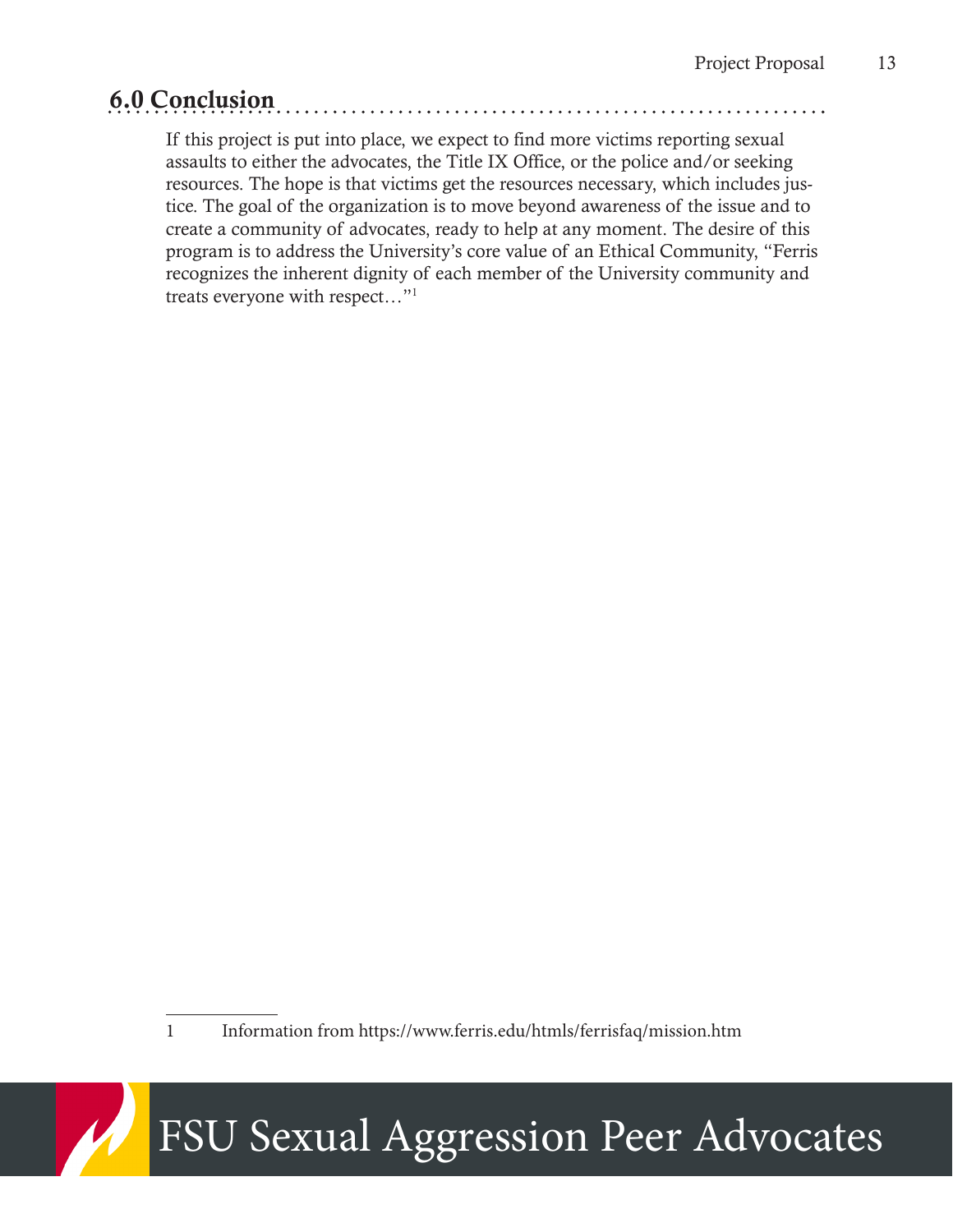## 6.0 Conclusion

If this project is put into place, we expect to find more victims reporting sexual assaults to either the advocates, the Title IX Office, or the police and/or seeking resources. The hope is that victims get the resources necessary, which includes justice. The goal of the organization is to move beyond awareness of the issue and to create a community of advocates, ready to help at any moment. The desire of this program is to address the University's core value of an Ethical Community, "Ferris recognizes the inherent dignity of each member of the University community and treats everyone with respect…"[1]

1 Information from https://www.ferris.edu/htmls/ferrisfaq/mission.htm